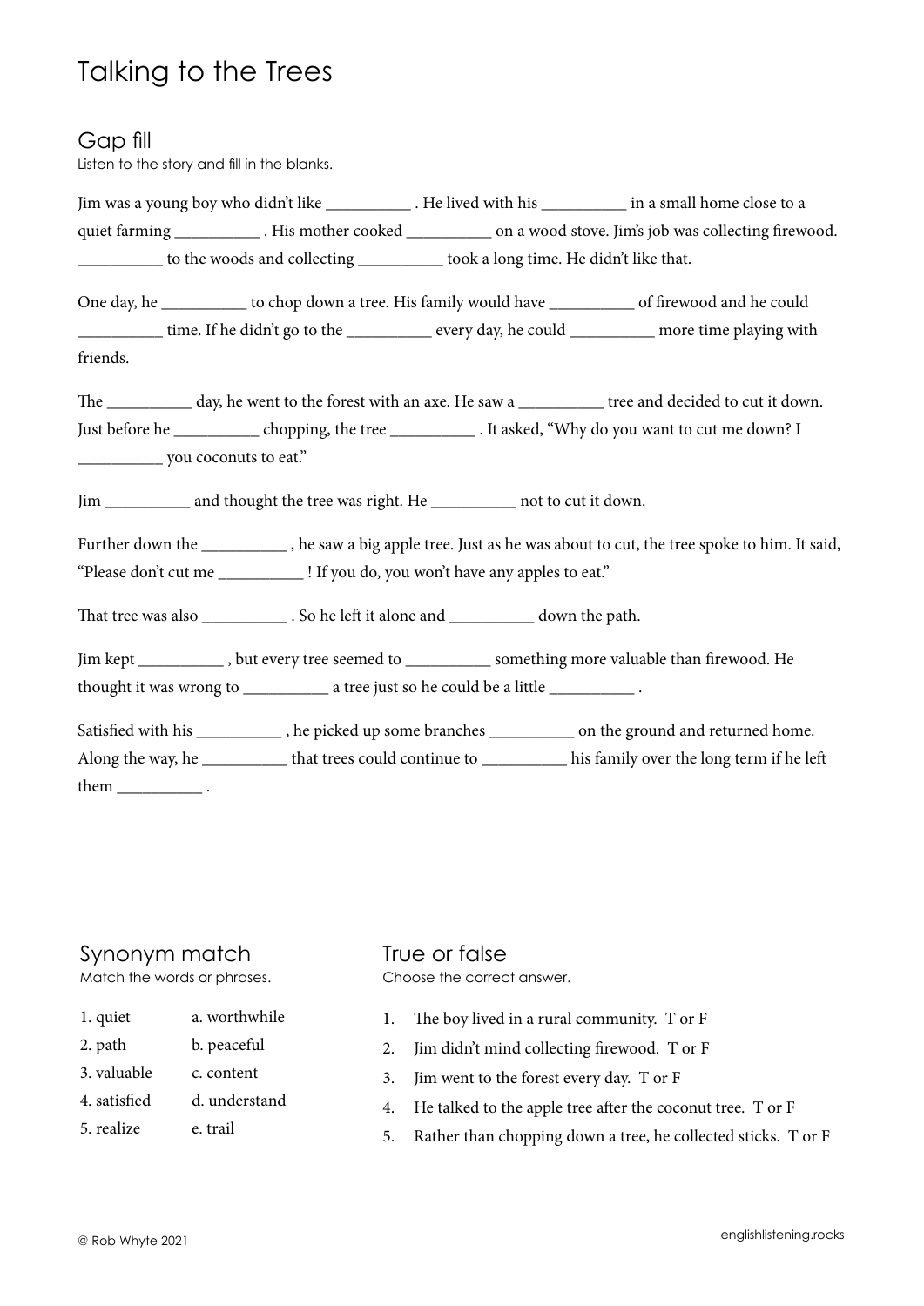# Talking to the Trees

## Gap fill

Listen to the story and fill in the blanks.

Jim was a young boy who didn't like __________ . He lived with his __________ in a small home close to a quiet farming __________ . His mother cooked __________ on a wood stove. Jim's job was collecting firewood. __________ to the woods and collecting __________ took a long time. He didn't like that.

One day, he __________ to chop down a tree. His family would have __________ of firewood and he could __________ time. If he didn't go to the __________ every day, he could __________ more time playing with friends.

The __________ day, he went to the forest with an axe. He saw a __________ tree and decided to cut it down. Just before he __________ chopping, the tree __________ . It asked, "Why do you want to cut me down? I __________ you coconuts to eat."

Jim __________ and thought the tree was right. He __________ not to cut it down.

Further down the __________ , he saw a big apple tree. Just as he was about to cut, the tree spoke to him. It said, "Please don't cut me __________ ! If you do, you won't have any apples to eat."

That tree was also __________ . So he left it alone and __________ down the path.

Jim kept __________ , but every tree seemed to __________ something more valuable than firewood. He thought it was wrong to __________ a tree just so he could be a little __________ .

Satisfied with his __________ , he picked up some branches __________ on the ground and returned home. Along the way, he __________ that trees could continue to __________ his family over the long term if he left them __________ .

## Synonym match

Match the words or phrases.

| | |
|---|---|
| 1. quiet | a. worthwhile |
| 2. path | b. peaceful |
| 3. valuable | c. content |
| 4. satisfied | d. understand |
| 5. realize | e. trail |

## True or false

Choose the correct answer.

1. The boy lived in a rural community. T or F
2. Jim didn't mind collecting firewood. T or F
3. Jim went to the forest every day. T or F
4. He talked to the apple tree after the coconut tree. T or F
5. Rather than chopping down a tree, he collected sticks. T or F

© Rob Whyte 2021

englishlistening.rocks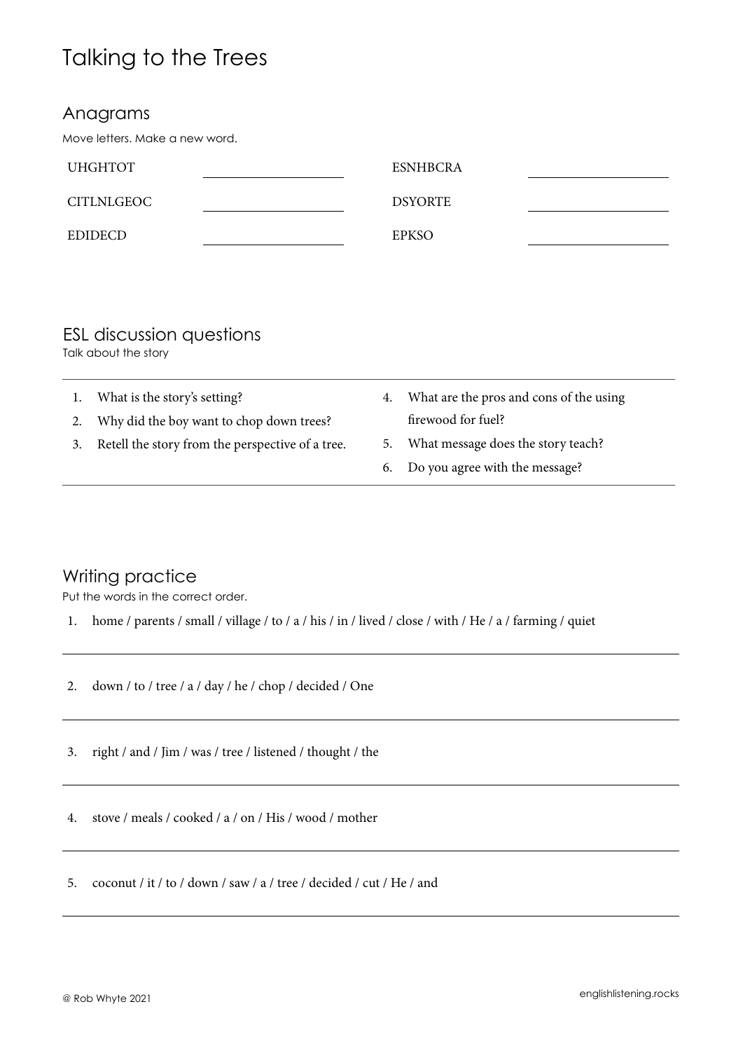# Talking to the Trees

## Anagrams

Move letters. Make a new word.

| | | | |
|---|---|---|---|
| UHGHTOT | ______________ | ESNHBCRA | ______________ |
| CITLNLGEOC | ______________ | DSYORTE | ______________ |
| EDIDECD | ______________ | EPKSO | ______________ |

## ESL discussion questions

Talk about the story

1. What is the story's setting?
2. Why did the boy want to chop down trees?
3. Retell the story from the perspective of a tree.
4. What are the pros and cons of the using firewood for fuel?
5. What message does the story teach?
6. Do you agree with the message?

## Writing practice

Put the words in the correct order.

1. home / parents / small / village / to / a / his / in / lived / close / with / He / a / farming / quiet

______________________________________________

2. down / to / tree / a / day / he / chop / decided / One

______________________________________________

3. right / and / Jim / was / tree / listened / thought / the

______________________________________________

4. stove / meals / cooked / a / on / His / wood / mother

______________________________________________

5. coconut / it / to / down / saw / a / tree / decided / cut / He / and

______________________________________________

© Rob Whyte 2021

englishlistening.rocks